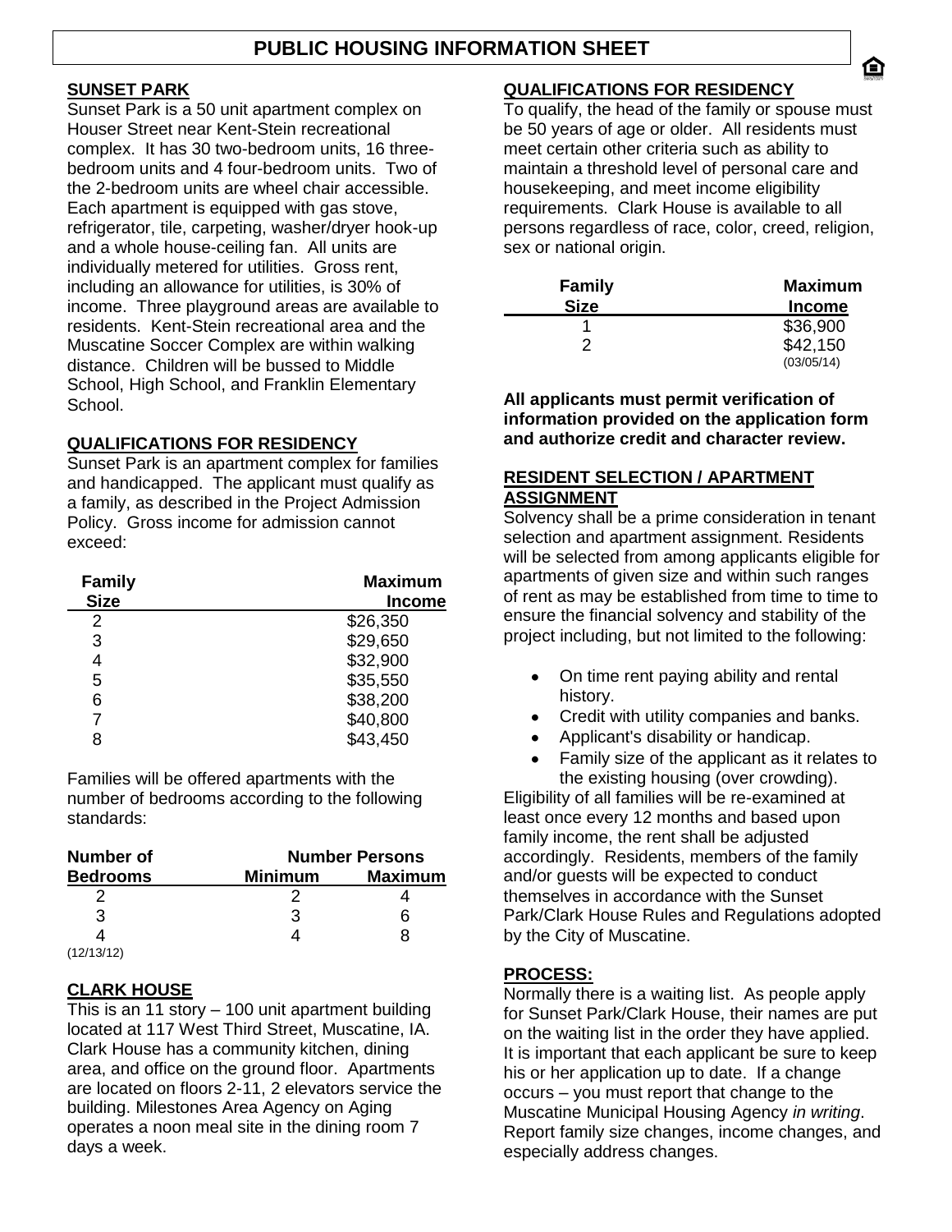# PUBLIC HOUSING INFORMATION SHEET

## SUNSET PARK

Sunset Park is a 50 unit apartment complex on Houser Street near Kent-Stein recreational complex. It has 30 two-bedroom units, 16 three-bedroom units and 4 four-bedroom units. Two of the 2-bedroom units are wheel chair accessible. Each apartment is equipped with gas stove, refrigerator, tile, carpeting, washer/dryer hook-up and a whole house-ceiling fan. All units are individually metered for utilities. Gross rent, including an allowance for utilities, is 30% of income. Three playground areas are available to residents. Kent-Stein recreational area and the Muscatine Soccer Complex are within walking distance. Children will be bussed to Middle School, High School, and Franklin Elementary School.

## QUALIFICATIONS FOR RESIDENCY

Sunset Park is an apartment complex for families and handicapped. The applicant must qualify as a family, as described in the Project Admission Policy. Gross income for admission cannot exceed:

| Family Size | Maximum Income |
|---|---|
| 2 | $26,350 |
| 3 | $29,650 |
| 4 | $32,900 |
| 5 | $35,550 |
| 6 | $38,200 |
| 7 | $40,800 |
| 8 | $43,450 |

Families will be offered apartments with the number of bedrooms according to the following standards:

| Number of Bedrooms | Number Persons Minimum | Number Persons Maximum |
|---|---|---|
| 2 | 2 | 4 |
| 3 | 3 | 6 |
| 4 | 4 | 8 |

(12/13/12)

## CLARK HOUSE

This is an 11 story – 100 unit apartment building located at 117 West Third Street, Muscatine, IA. Clark House has a community kitchen, dining area, and office on the ground floor. Apartments are located on floors 2-11, 2 elevators service the building. Milestones Area Agency on Aging operates a noon meal site in the dining room 7 days a week.

## QUALIFICATIONS FOR RESIDENCY

To qualify, the head of the family or spouse must be 50 years of age or older. All residents must meet certain other criteria such as ability to maintain a threshold level of personal care and housekeeping, and meet income eligibility requirements. Clark House is available to all persons regardless of race, color, creed, religion, sex or national origin.

| Family Size | Maximum Income |
|---|---|
| 1 | $36,900 |
| 2 | $42,150 |

(03/05/14)

**All applicants must permit verification of information provided on the application form and authorize credit and character review.**

## RESIDENT SELECTION / APARTMENT ASSIGNMENT

Solvency shall be a prime consideration in tenant selection and apartment assignment. Residents will be selected from among applicants eligible for apartments of given size and within such ranges of rent as may be established from time to time to ensure the financial solvency and stability of the project including, but not limited to the following:

- On time rent paying ability and rental history.
- Credit with utility companies and banks.
- Applicant's disability or handicap.
- Family size of the applicant as it relates to the existing housing (over crowding).

Eligibility of all families will be re-examined at least once every 12 months and based upon family income, the rent shall be adjusted accordingly. Residents, members of the family and/or guests will be expected to conduct themselves in accordance with the Sunset Park/Clark House Rules and Regulations adopted by the City of Muscatine.

## PROCESS:

Normally there is a waiting list. As people apply for Sunset Park/Clark House, their names are put on the waiting list in the order they have applied. It is important that each applicant be sure to keep his or her application up to date. If a change occurs – you must report that change to the Muscatine Municipal Housing Agency *in writing*. Report family size changes, income changes, and especially address changes.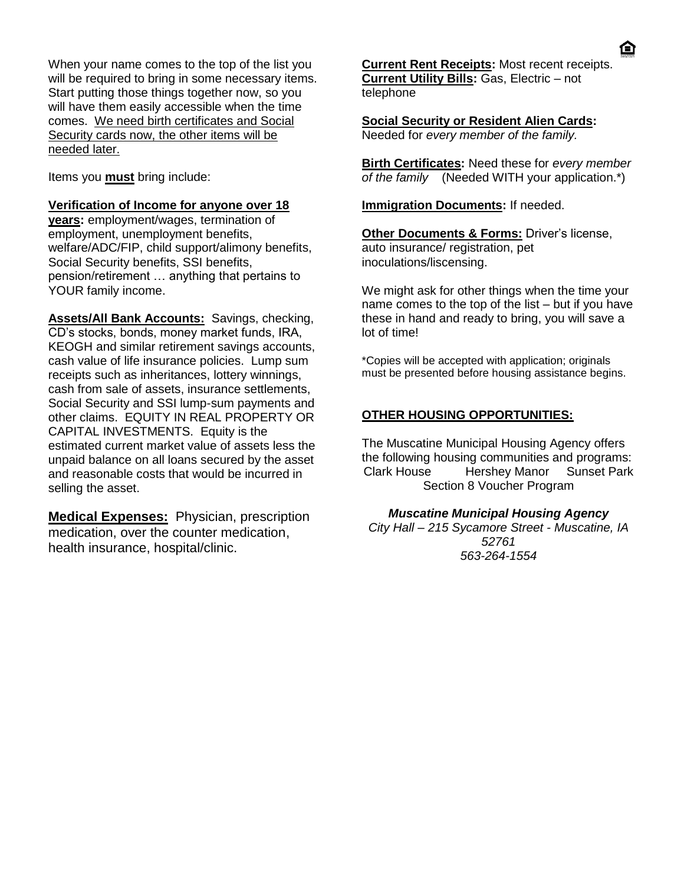When your name comes to the top of the list you will be required to bring in some necessary items. Start putting those things together now, so you will have them easily accessible when the time comes. We need birth certificates and Social Security cards now, the other items will be needed later.

Items you **must** bring include:

**Verification of Income for anyone over 18 years:** employment/wages, termination of employment, unemployment benefits, welfare/ADC/FIP, child support/alimony benefits, Social Security benefits, SSI benefits, pension/retirement … anything that pertains to YOUR family income.

**Assets/All Bank Accounts:** Savings, checking, CD's stocks, bonds, money market funds, IRA, KEOGH and similar retirement savings accounts, cash value of life insurance policies. Lump sum receipts such as inheritances, lottery winnings, cash from sale of assets, insurance settlements, Social Security and SSI lump-sum payments and other claims. EQUITY IN REAL PROPERTY OR CAPITAL INVESTMENTS. Equity is the estimated current market value of assets less the unpaid balance on all loans secured by the asset and reasonable costs that would be incurred in selling the asset.

**Medical Expenses:** Physician, prescription medication, over the counter medication, health insurance, hospital/clinic.

**Current Rent Receipts:** Most recent receipts.
**Current Utility Bills:** Gas, Electric – not telephone

**Social Security or Resident Alien Cards:** Needed for *every member of the family.*

**Birth Certificates:** Need these for *every member of the family* (Needed WITH your application.*)

**Immigration Documents:** If needed.

**Other Documents & Forms:** Driver's license, auto insurance/ registration, pet inoculations/liscensing.

We might ask for other things when the time your name comes to the top of the list – but if you have these in hand and ready to bring, you will save a lot of time!

*Copies will be accepted with application; originals must be presented before housing assistance begins.

**OTHER HOUSING OPPORTUNITIES:**

The Muscatine Municipal Housing Agency offers the following housing communities and programs:
Clark House Hershey Manor Sunset Park
Section 8 Voucher Program

***Muscatine Municipal Housing Agency***
*City Hall – 215 Sycamore Street - Muscatine, IA 52761*
*563-264-1554*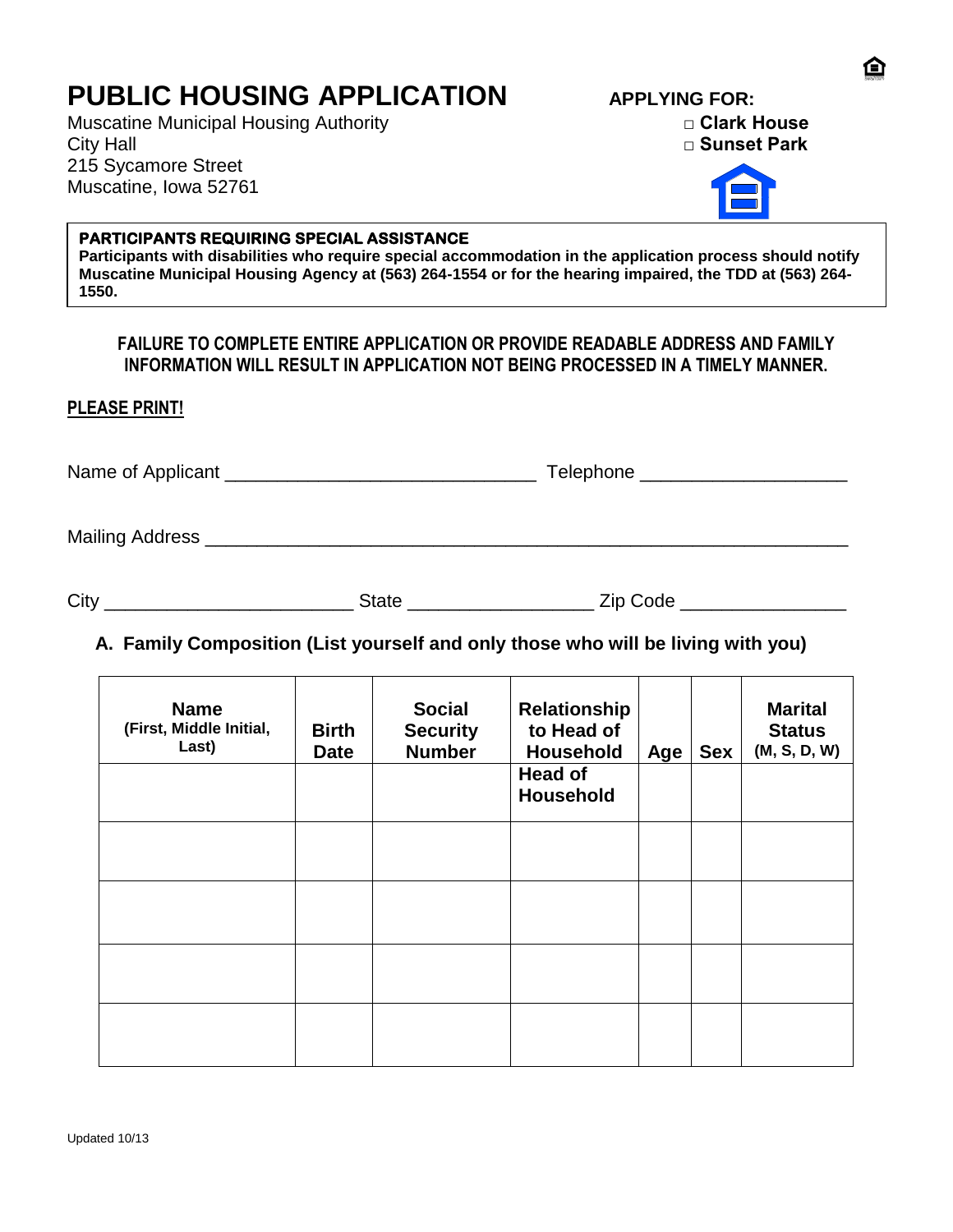# PUBLIC HOUSING APPLICATION

Muscatine Municipal Housing Authority
City Hall
215 Sycamore Street
Muscatine, Iowa 52761

**APPLYING FOR:**

□ **Clark House**
□ **Sunset Park**

**PARTICIPANTS REQUIRING SPECIAL ASSISTANCE**
**Participants with disabilities who require special accommodation in the application process should notify Muscatine Municipal Housing Agency at (563) 264-1554 or for the hearing impaired, the TDD at (563) 264-1550.**

**FAILURE TO COMPLETE ENTIRE APPLICATION OR PROVIDE READABLE ADDRESS AND FAMILY INFORMATION WILL RESULT IN APPLICATION NOT BEING PROCESSED IN A TIMELY MANNER.**

**PLEASE PRINT!**

Name of Applicant ______________________________ Telephone ____________________

Mailing Address ______________________________________________________________

City ________________________ State __________________ Zip Code ________________

**A. Family Composition (List yourself and only those who will be living with you)**

| Name (First, Middle Initial, Last) | Birth Date | Social Security Number | Relationship to Head of Household | Age | Sex | Marital Status (M, S, D, W) |
|---|---|---|---|---|---|---|
| | | | Head of Household | | | |
| | | | | | | |
| | | | | | | |
| | | | | | | |
| | | | | | | |

Updated 10/13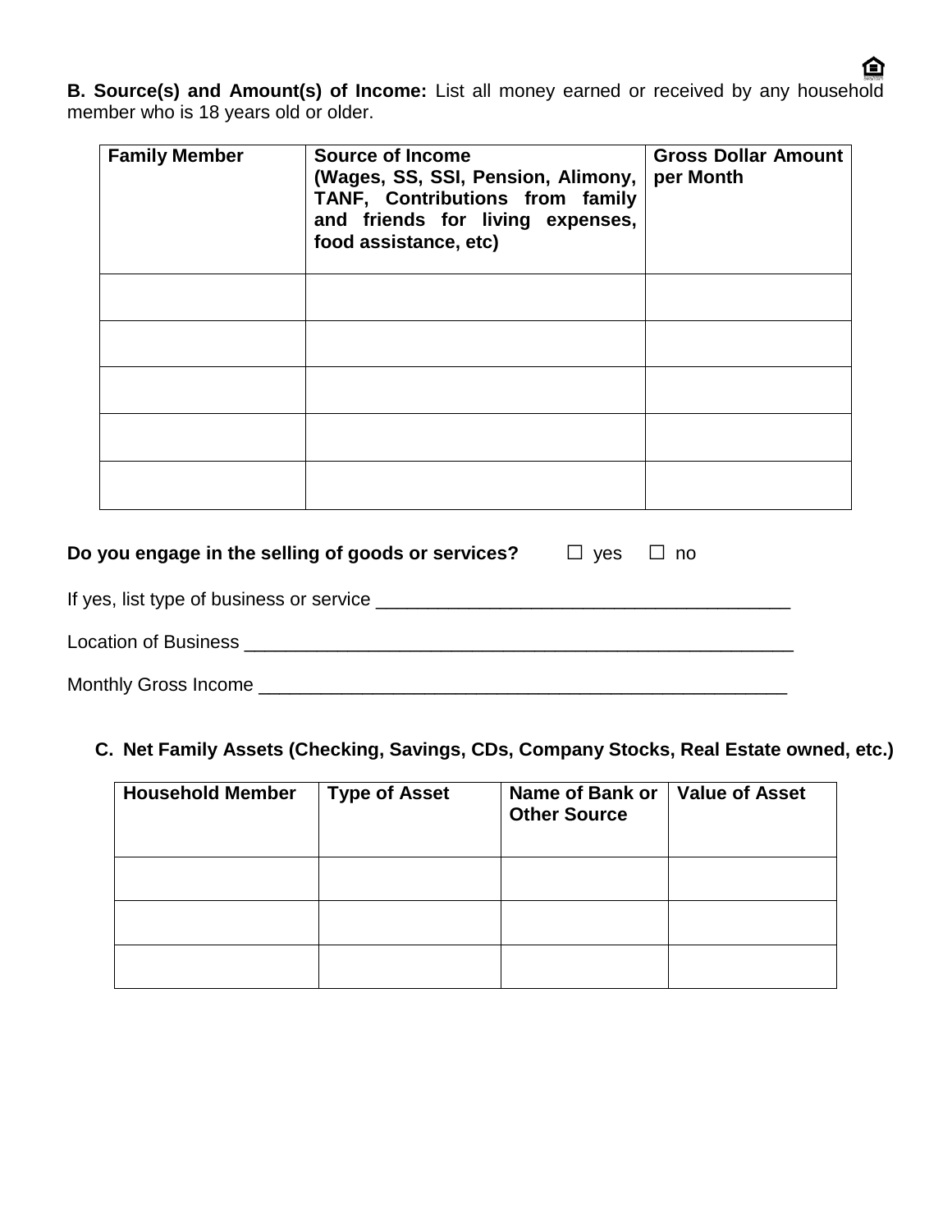**B. Source(s) and Amount(s) of Income:** List all money earned or received by any household member who is 18 years old or older.

| **Family Member** | **Source of Income (Wages, SS, SSI, Pension, Alimony, TANF, Contributions from family and friends for living expenses, food assistance, etc)** | **Gross Dollar Amount per Month** |
|---|---|---|
| | | |
| | | |
| | | |
| | | |
| | | |

**Do you engage in the selling of goods or services?** ☐ yes ☐ no

If yes, list type of business or service ________________________________________

Location of Business ________________________________________________________

Monthly Gross Income ______________________________________________________

**C. Net Family Assets (Checking, Savings, CDs, Company Stocks, Real Estate owned, etc.)**

| **Household Member** | **Type of Asset** | **Name of Bank or Other Source** | **Value of Asset** |
|---|---|---|---|
| | | | |
| | | | |
| | | | |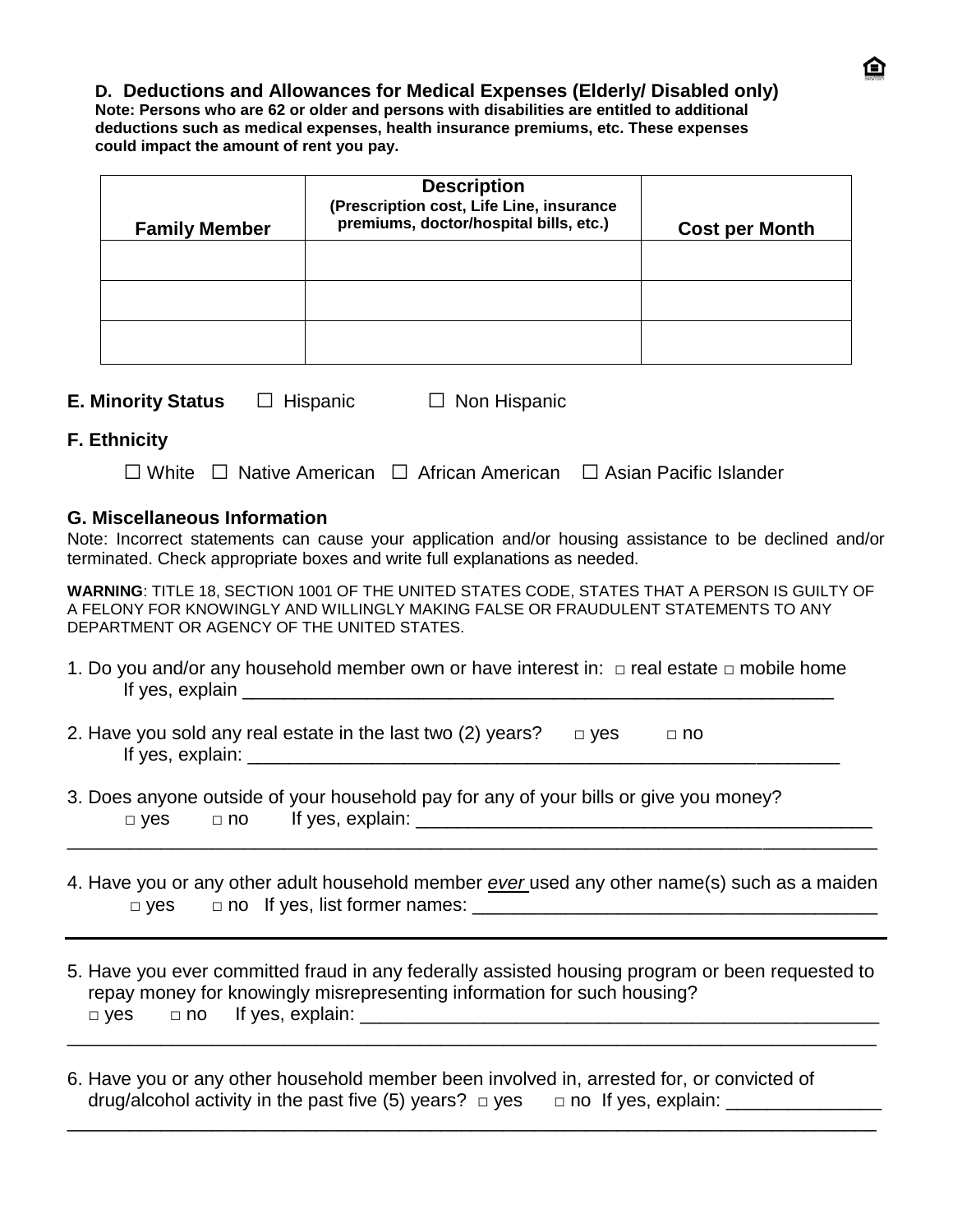### D. Deductions and Allowances for Medical Expenses (Elderly/ Disabled only)

**Note: Persons who are 62 or older and persons with disabilities are entitled to additional deductions such as medical expenses, health insurance premiums, etc. These expenses could impact the amount of rent you pay.**

| Family Member | Description<br>(Prescription cost, Life Line, insurance premiums, doctor/hospital bills, etc.) | Cost per Month |
|---|---|---|
| | | |
| | | |
| | | |

**E. Minority Status** ☐ Hispanic ☐ Non Hispanic

### F. Ethnicity

☐ White ☐ Native American ☐ African American ☐ Asian Pacific Islander

### G. Miscellaneous Information

Note: Incorrect statements can cause your application and/or housing assistance to be declined and/or terminated. Check appropriate boxes and write full explanations as needed.

**WARNING**: TITLE 18, SECTION 1001 OF THE UNITED STATES CODE, STATES THAT A PERSON IS GUILTY OF A FELONY FOR KNOWINGLY AND WILLINGLY MAKING FALSE OR FRAUDULENT STATEMENTS TO ANY DEPARTMENT OR AGENCY OF THE UNITED STATES.

1. Do you and/or any household member own or have interest in: □ real estate □ mobile home
   If yes, explain ___________________________________________________________

2. Have you sold any real estate in the last two (2) years? □ yes □ no
   If yes, explain: ___________________________________________________________

3. Does anyone outside of your household pay for any of your bills or give you money?
   □ yes □ no If yes, explain: _____________________________________________
   ______________________________________________________________________________

4. Have you or any other adult household member *ever* used any other name(s) such as a maiden
   □ yes □ no If yes, list former names: ________________________________________

5. Have you ever committed fraud in any federally assisted housing program or been requested to repay money for knowingly misrepresenting information for such housing?
   □ yes □ no If yes, explain: ____________________________________________________
   ______________________________________________________________________________

6. Have you or any other household member been involved in, arrested for, or convicted of drug/alcohol activity in the past five (5) years? □ yes □ no If yes, explain: _______________
   ______________________________________________________________________________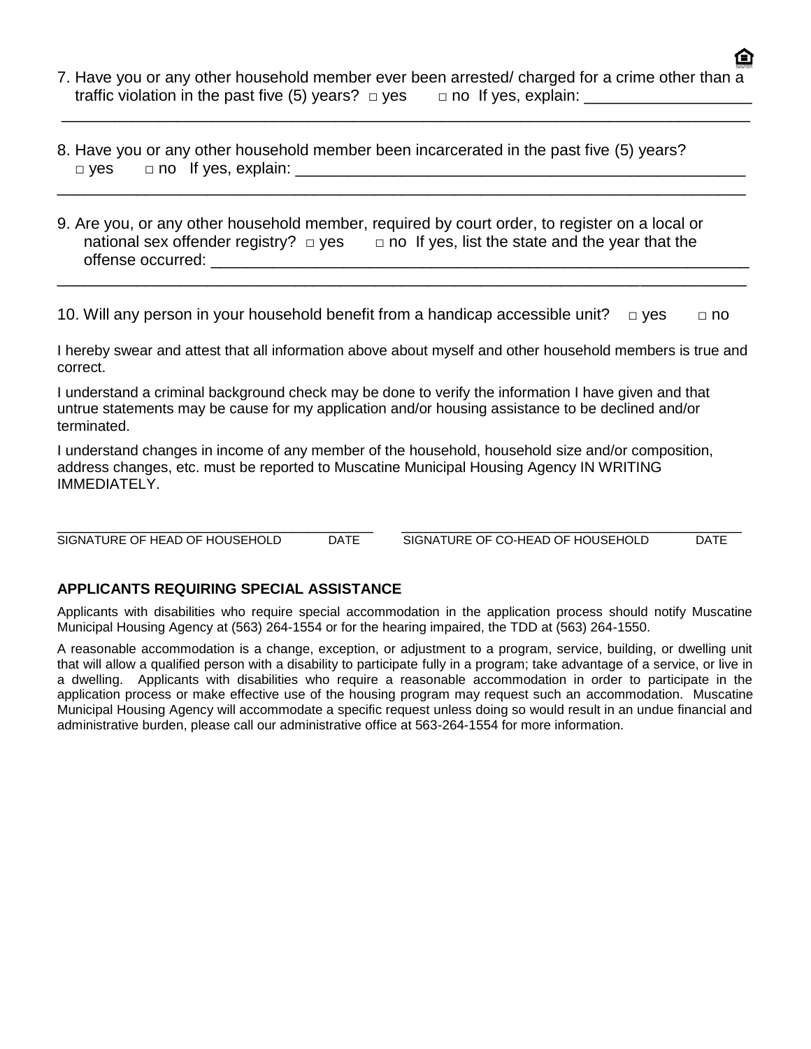7. Have you or any other household member ever been arrested/ charged for a crime other than a traffic violation in the past five (5) years? □ yes □ no If yes, explain: ___________________
_______________________________________________________________________________

8. Have you or any other household member been incarcerated in the past five (5) years? □ yes □ no If yes, explain: ______________________________________________________
_______________________________________________________________________________

9. Are you, or any other household member, required by court order, to register on a local or national sex offender registry? □ yes □ no If yes, list the state and the year that the offense occurred: ________________________________________________________________
_______________________________________________________________________________

10. Will any person in your household benefit from a handicap accessible unit? □ yes □ no

I hereby swear and attest that all information above about myself and other household members is true and correct.

I understand a criminal background check may be done to verify the information I have given and that untrue statements may be cause for my application and/or housing assistance to be declined and/or terminated.

I understand changes in income of any member of the household, household size and/or composition, address changes, etc. must be reported to Muscatine Municipal Housing Agency IN WRITING IMMEDIATELY.

_______________________________________ _______________________________________
SIGNATURE OF HEAD OF HOUSEHOLD DATE SIGNATURE OF CO-HEAD OF HOUSEHOLD DATE

**APPLICANTS REQUIRING SPECIAL ASSISTANCE**

Applicants with disabilities who require special accommodation in the application process should notify Muscatine Municipal Housing Agency at (563) 264-1554 or for the hearing impaired, the TDD at (563) 264-1550.

A reasonable accommodation is a change, exception, or adjustment to a program, service, building, or dwelling unit that will allow a qualified person with a disability to participate fully in a program; take advantage of a service, or live in a dwelling. Applicants with disabilities who require a reasonable accommodation in order to participate in the application process or make effective use of the housing program may request such an accommodation. Muscatine Municipal Housing Agency will accommodate a specific request unless doing so would result in an undue financial and administrative burden, please call our administrative office at 563-264-1554 for more information.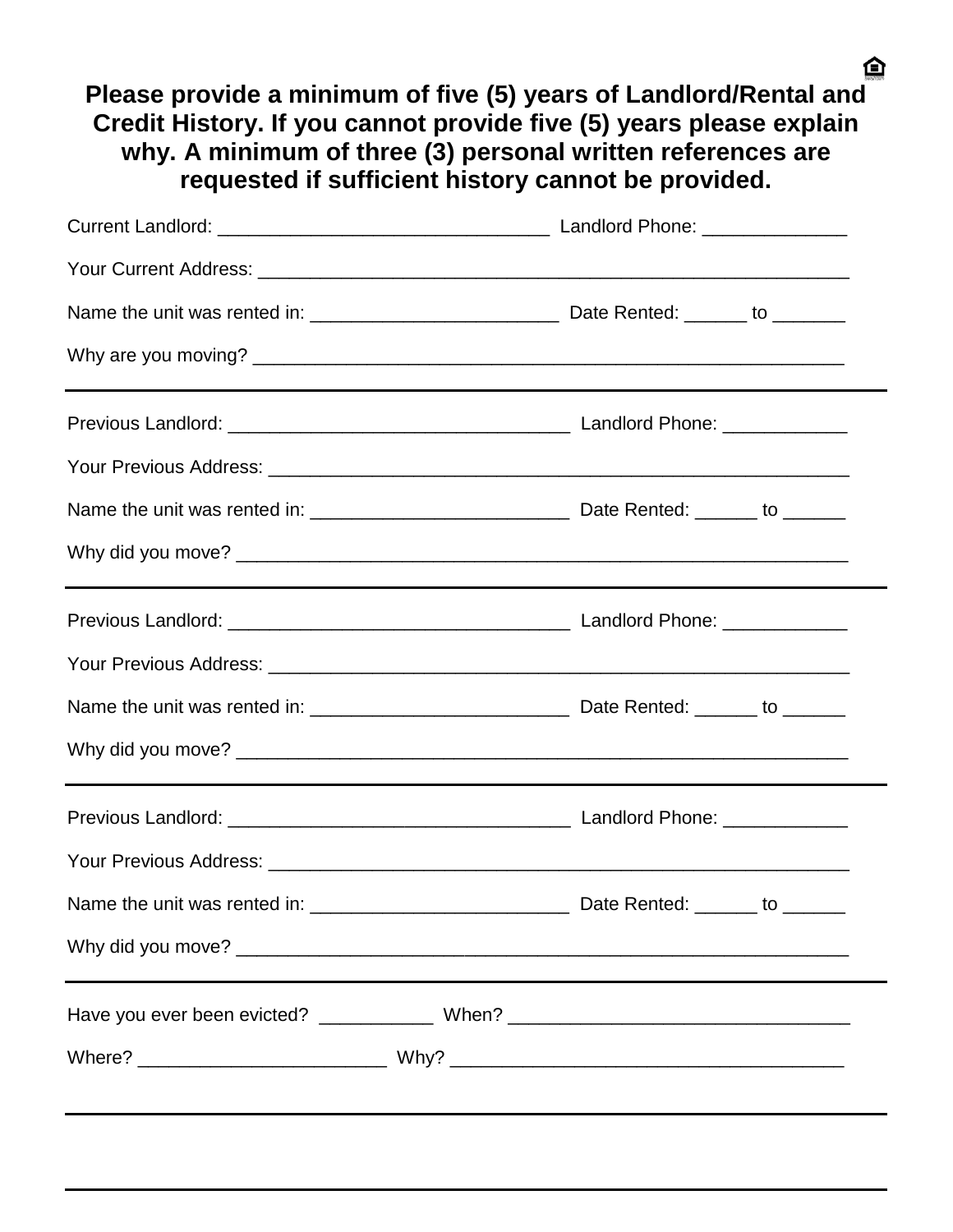**Please provide a minimum of five (5) years of Landlord/Rental and Credit History. If you cannot provide five (5) years please explain why. A minimum of three (3) personal written references are requested if sufficient history cannot be provided.**

Current Landlord: ________________________________ Landlord Phone: _____________

Your Current Address: __________________________________________________________

Name the unit was rented in: ________________________ Date Rented: ______ to _______

Why are you moving? ____________________________________________________________

---

Previous Landlord: _________________________________ Landlord Phone: ____________

Your Previous Address: __________________________________________________________

Name the unit was rented in: _________________________ Date Rented: ______ to ______

Why did you move? ______________________________________________________________

---

Previous Landlord: _________________________________ Landlord Phone: ____________

Your Previous Address: __________________________________________________________

Name the unit was rented in: _________________________ Date Rented: ______ to ______

Why did you move? ______________________________________________________________

---

Previous Landlord: _________________________________ Landlord Phone: ____________

Your Previous Address: __________________________________________________________

Name the unit was rented in: _________________________ Date Rented: ______ to ______

Why did you move? ______________________________________________________________

---

Have you ever been evicted? ___________ When? _________________________________

Where? ________________________ Why? _____________________________________

---

---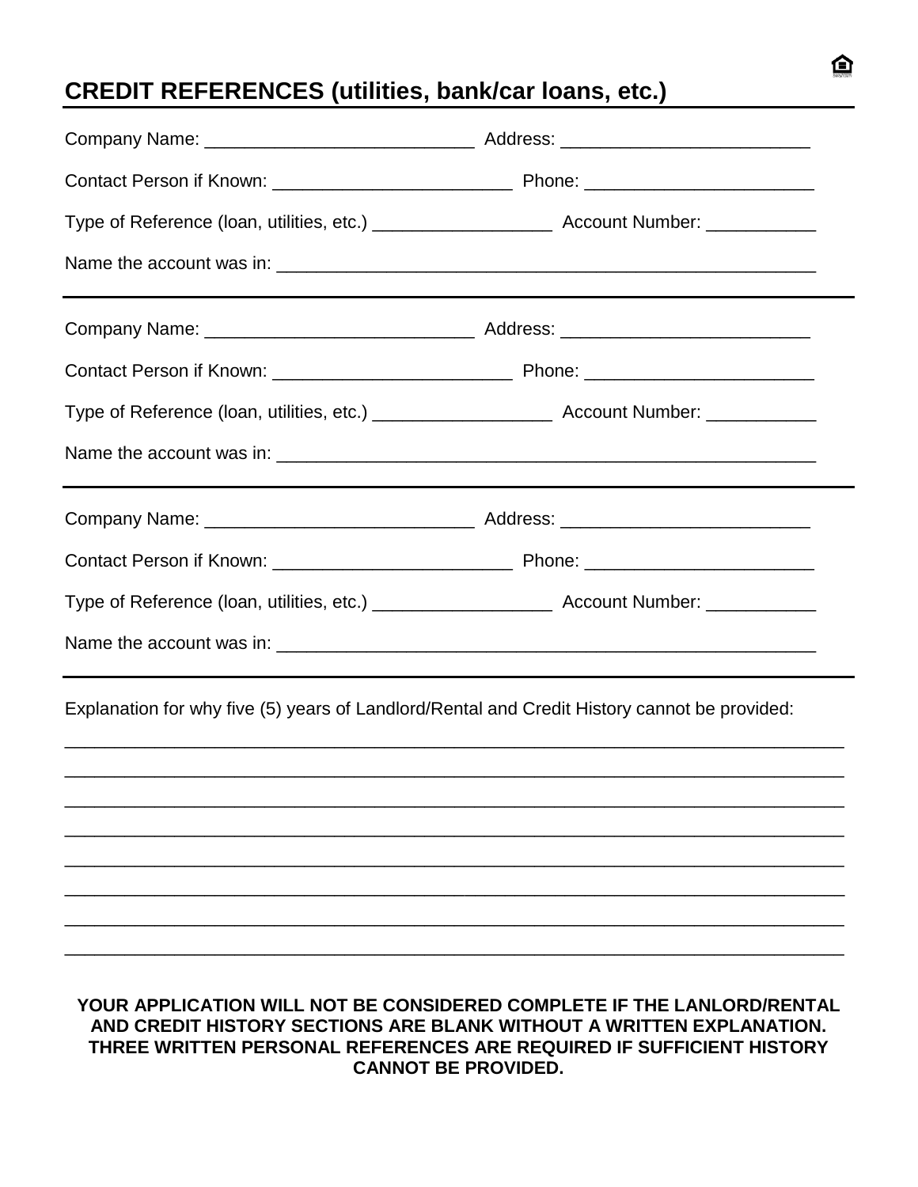## CREDIT REFERENCES (utilities, bank/car loans, etc.)

Company Name: ___________________________ Address: _________________________

Contact Person if Known: ________________________ Phone: _______________________

Type of Reference (loan, utilities, etc.) __________________ Account Number: ___________

Name the account was in: _______________________________________________________

---

Company Name: ___________________________ Address: _________________________

Contact Person if Known: ________________________ Phone: _______________________

Type of Reference (loan, utilities, etc.) __________________ Account Number: ___________

Name the account was in: _______________________________________________________

---

Company Name: ___________________________ Address: _________________________

Contact Person if Known: ________________________ Phone: _______________________

Type of Reference (loan, utilities, etc.) __________________ Account Number: ___________

Name the account was in: _______________________________________________________

---

Explanation for why five (5) years of Landlord/Rental and Credit History cannot be provided:

_______________________________________________________________________________

_______________________________________________________________________________

_______________________________________________________________________________

_______________________________________________________________________________

_______________________________________________________________________________

_______________________________________________________________________________

_______________________________________________________________________________

_______________________________________________________________________________

**YOUR APPLICATION WILL NOT BE CONSIDERED COMPLETE IF THE LANLORD/RENTAL AND CREDIT HISTORY SECTIONS ARE BLANK WITHOUT A WRITTEN EXPLANATION. THREE WRITTEN PERSONAL REFERENCES ARE REQUIRED IF SUFFICIENT HISTORY CANNOT BE PROVIDED.**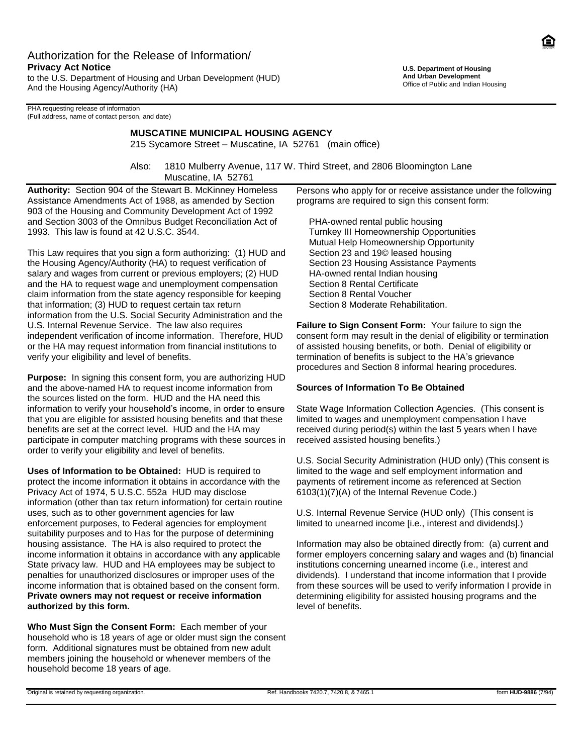# Authorization for the Release of Information/

**Privacy Act Notice**

to the U.S. Department of Housing and Urban Development (HUD)
And the Housing Agency/Authority (HA)

**U.S. Department of Housing**
**And Urban Development**
Office of Public and Indian Housing

PHA requesting release of information
(Full address, name of contact person, and date)

**MUSCATINE MUNICIPAL HOUSING AGENCY**
215 Sycamore Street – Muscatine, IA 52761 (main office)

Also: 1810 Mulberry Avenue, 117 W. Third Street, and 2806 Bloomington Lane
Muscatine, IA 52761

**Authority:** Section 904 of the Stewart B. McKinney Homeless Assistance Amendments Act of 1988, as amended by Section 903 of the Housing and Community Development Act of 1992 and Section 3003 of the Omnibus Budget Reconciliation Act of 1993. This law is found at 42 U.S.C. 3544.

This Law requires that you sign a form authorizing: (1) HUD and the Housing Agency/Authority (HA) to request verification of salary and wages from current or previous employers; (2) HUD and the HA to request wage and unemployment compensation claim information from the state agency responsible for keeping that information; (3) HUD to request certain tax return information from the U.S. Social Security Administration and the U.S. Internal Revenue Service. The law also requires independent verification of income information. Therefore, HUD or the HA may request information from financial institutions to verify your eligibility and level of benefits.

**Purpose:** In signing this consent form, you are authorizing HUD and the above-named HA to request income information from the sources listed on the form. HUD and the HA need this information to verify your household's income, in order to ensure that you are eligible for assisted housing benefits and that these benefits are set at the correct level. HUD and the HA may participate in computer matching programs with these sources in order to verify your eligibility and level of benefits.

**Uses of Information to be Obtained:** HUD is required to protect the income information it obtains in accordance with the Privacy Act of 1974, 5 U.S.C. 552a HUD may disclose information (other than tax return information) for certain routine uses, such as to other government agencies for law enforcement purposes, to Federal agencies for employment suitability purposes and to Has for the purpose of determining housing assistance. The HA is also required to protect the income information it obtains in accordance with any applicable State privacy law. HUD and HA employees may be subject to penalties for unauthorized disclosures or improper uses of the income information that is obtained based on the consent form. **Private owners may not request or receive information authorized by this form.**

**Who Must Sign the Consent Form:** Each member of your household who is 18 years of age or older must sign the consent form. Additional signatures must be obtained from new adult members joining the household or whenever members of the household become 18 years of age.

Persons who apply for or receive assistance under the following programs are required to sign this consent form:

PHA-owned rental public housing
Turnkey III Homeownership Opportunities
Mutual Help Homeownership Opportunity
Section 23 and 19© leased housing
Section 23 Housing Assistance Payments
HA-owned rental Indian housing
Section 8 Rental Certificate
Section 8 Rental Voucher
Section 8 Moderate Rehabilitation.

**Failure to Sign Consent Form:** Your failure to sign the consent form may result in the denial of eligibility or termination of assisted housing benefits, or both. Denial of eligibility or termination of benefits is subject to the HA's grievance procedures and Section 8 informal hearing procedures.

**Sources of Information To Be Obtained**

State Wage Information Collection Agencies. (This consent is limited to wages and unemployment compensation I have received during period(s) within the last 5 years when I have received assisted housing benefits.)

U.S. Social Security Administration (HUD only) (This consent is limited to the wage and self employment information and payments of retirement income as referenced at Section 6103(1)(7)(A) of the Internal Revenue Code.)

U.S. Internal Revenue Service (HUD only) (This consent is limited to unearned income [i.e., interest and dividends].)

Information may also be obtained directly from: (a) current and former employers concerning salary and wages and (b) financial institutions concerning unearned income (i.e., interest and dividends). I understand that income information that I provide from these sources will be used to verify information I provide in determining eligibility for assisted housing programs and the level of benefits.

Original is retained by requesting organization. Ref. Handbooks 7420.7, 7420.8, & 7465.1 form **HUD-9886** (7/94)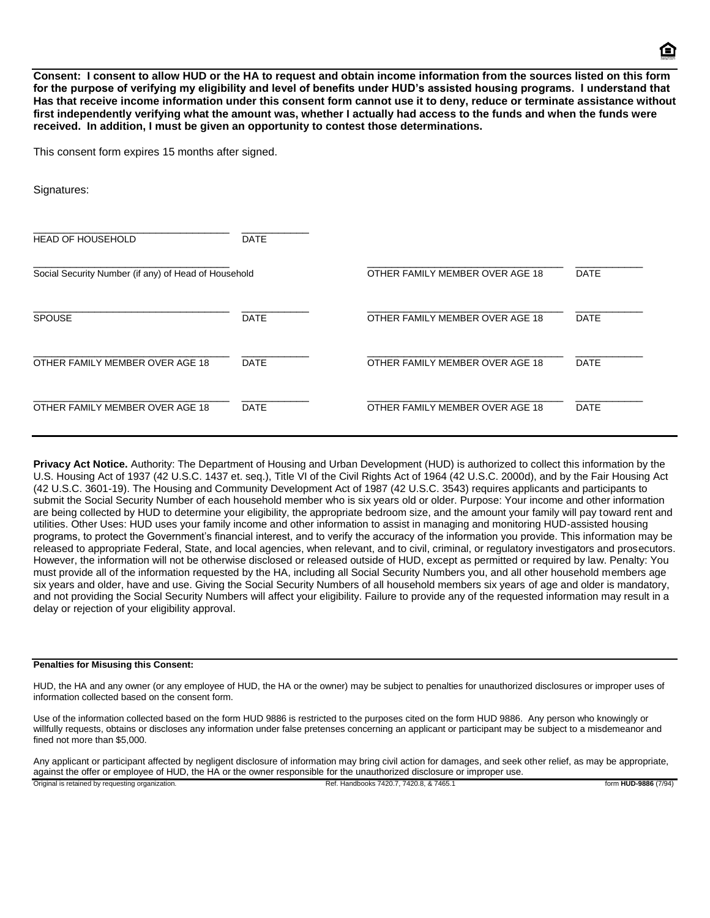**Consent: I consent to allow HUD or the HA to request and obtain income information from the sources listed on this form for the purpose of verifying my eligibility and level of benefits under HUD's assisted housing programs. I understand that Has that receive income information under this consent form cannot use it to deny, reduce or terminate assistance without first independently verifying what the amount was, whether I actually had access to the funds and when the funds were received. In addition, I must be given an opportunity to contest those determinations.**

This consent form expires 15 months after signed.

Signatures:

| | | | |
|---|---|---|---|
| HEAD OF HOUSEHOLD | DATE | | |
| Social Security Number (if any) of Head of Household | | OTHER FAMILY MEMBER OVER AGE 18 | DATE |
| SPOUSE | DATE | OTHER FAMILY MEMBER OVER AGE 18 | DATE |
| OTHER FAMILY MEMBER OVER AGE 18 | DATE | OTHER FAMILY MEMBER OVER AGE 18 | DATE |
| OTHER FAMILY MEMBER OVER AGE 18 | DATE | OTHER FAMILY MEMBER OVER AGE 18 | DATE |

**Privacy Act Notice.** Authority: The Department of Housing and Urban Development (HUD) is authorized to collect this information by the U.S. Housing Act of 1937 (42 U.S.C. 1437 et. seq.), Title VI of the Civil Rights Act of 1964 (42 U.S.C. 2000d), and by the Fair Housing Act (42 U.S.C. 3601-19). The Housing and Community Development Act of 1987 (42 U.S.C. 3543) requires applicants and participants to submit the Social Security Number of each household member who is six years old or older. Purpose: Your income and other information are being collected by HUD to determine your eligibility, the appropriate bedroom size, and the amount your family will pay toward rent and utilities. Other Uses: HUD uses your family income and other information to assist in managing and monitoring HUD-assisted housing programs, to protect the Government's financial interest, and to verify the accuracy of the information you provide. This information may be released to appropriate Federal, State, and local agencies, when relevant, and to civil, criminal, or regulatory investigators and prosecutors. However, the information will not be otherwise disclosed or released outside of HUD, except as permitted or required by law. Penalty: You must provide all of the information requested by the HA, including all Social Security Numbers you, and all other household members age six years and older, have and use. Giving the Social Security Numbers of all household members six years of age and older is mandatory, and not providing the Social Security Numbers will affect your eligibility. Failure to provide any of the requested information may result in a delay or rejection of your eligibility approval.

**Penalties for Misusing this Consent:**

HUD, the HA and any owner (or any employee of HUD, the HA or the owner) may be subject to penalties for unauthorized disclosures or improper uses of information collected based on the consent form.

Use of the information collected based on the form HUD 9886 is restricted to the purposes cited on the form HUD 9886. Any person who knowingly or willfully requests, obtains or discloses any information under false pretenses concerning an applicant or participant may be subject to a misdemeanor and fined not more than $5,000.

Any applicant or participant affected by negligent disclosure of information may bring civil action for damages, and seek other relief, as may be appropriate, against the offer or employee of HUD, the HA or the owner responsible for the unauthorized disclosure or improper use.

Original is retained by requesting organization. Ref. Handbooks 7420.7, 7420.8, & 7465.1 form **HUD-9886** (7/94)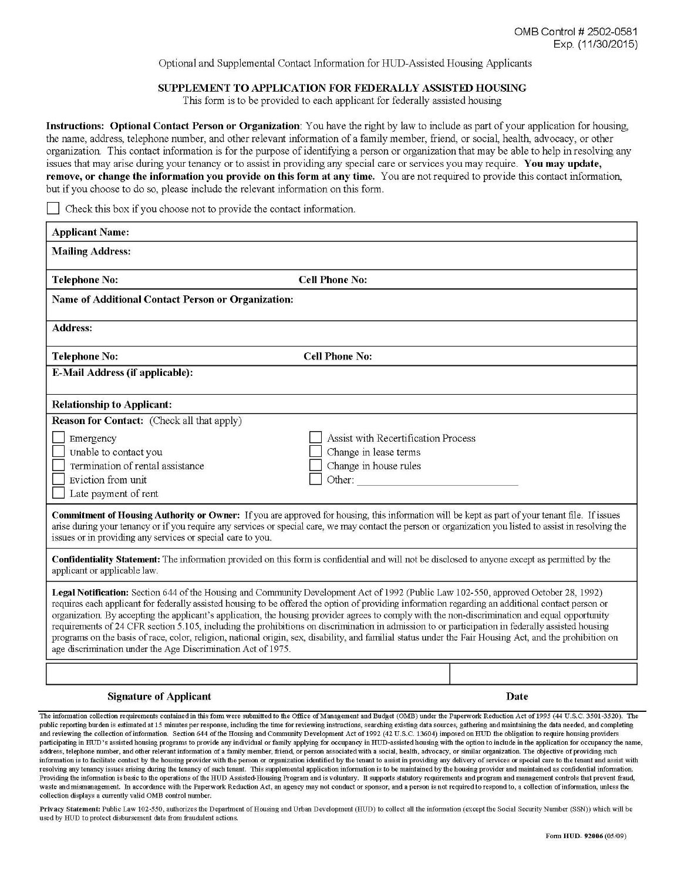OMB Control # 2502-0581
Exp. (11/30/2015)

Optional and Supplemental Contact Information for HUD-Assisted Housing Applicants

## SUPPLEMENT TO APPLICATION FOR FEDERALLY ASSISTED HOUSING

This form is to be provided to each applicant for federally assisted housing

**Instructions: Optional Contact Person or Organization**: You have the right by law to include as part of your application for housing, the name, address, telephone number, and other relevant information of a family member, friend, or social, health, advocacy, or other organization. This contact information is for the purpose of identifying a person or organization that may be able to help in resolving any issues that may arise during your tenancy or to assist in providing any special care or services you may require. **You may update, remove, or change the information you provide on this form at any time.** You are not required to provide this contact information, but if you choose to do so, please include the relevant information on this form.

☐ Check this box if you choose not to provide the contact information.

| | |
|---|---|
| **Applicant Name:** | |
| **Mailing Address:** | |
| **Telephone No:** | **Cell Phone No:** |
| **Name of Additional Contact Person or Organization:** | |
| **Address:** | |
| **Telephone No:** | **Cell Phone No:** |
| **E-Mail Address (if applicable):** | |
| **Relationship to Applicant:** | |

**Reason for Contact:** (Check all that apply)

- ☐ Emergency
- ☐ Unable to contact you
- ☐ Termination of rental assistance
- ☐ Eviction from unit
- ☐ Late payment of rent
- ☐ Assist with Recertification Process
- ☐ Change in lease terms
- ☐ Change in house rules
- ☐ Other: ______________________________

**Commitment of Housing Authority or Owner:** If you are approved for housing, this information will be kept as part of your tenant file. If issues arise during your tenancy or if you require any services or special care, we may contact the person or organization you listed to assist in resolving the issues or in providing any services or special care to you.

**Confidentiality Statement:** The information provided on this form is confidential and will not be disclosed to anyone except as permitted by the applicant or applicable law.

**Legal Notification:** Section 644 of the Housing and Community Development Act of 1992 (Public Law 102-550, approved October 28, 1992) requires each applicant for federally assisted housing to be offered the option of providing information regarding an additional contact person or organization. By accepting the applicant's application, the housing provider agrees to comply with the non-discrimination and equal opportunity requirements of 24 CFR section 5.105, including the prohibitions on discrimination in admission to or participation in federally assisted housing programs on the basis of race, color, religion, national origin, sex, disability, and familial status under the Fair Housing Act, and the prohibition on age discrimination under the Age Discrimination Act of 1975.

| | |
|---|---|
| | |
| **Signature of Applicant** | **Date** |

The information collection requirements contained in this form were submitted to the Office of Management and Budget (OMB) under the Paperwork Reduction Act of 1995 (44 U.S.C. 3501-3520). The public reporting burden is estimated at 15 minutes per response, including the time for reviewing instructions, searching existing data sources, gathering and maintaining the data needed, and completing and reviewing the collection of information. Section 644 of the Housing and Community Development Act of 1992 (42 U.S.C. 13604) imposed on HUD the obligation to require housing providers participating in HUD's assisted housing programs to provide any individual or family applying for occupancy in HUD-assisted housing with the option to include in the application for occupancy the name, address, telephone number, and other relevant information of a family member, friend, or person associated with a social, health, advocacy, or similar organization. The objective of providing such information is to facilitate contact by the housing provider with the person or organization identified by the tenant to assist in providing any delivery of services or special care to the tenant and assist with resolving any tenancy issues arising during the tenancy of such tenant. This supplemental application information is to be maintained by the housing provider and maintained as confidential information. Providing the information is basic to the operations of the HUD Assisted-Housing Program and is voluntary. It supports statutory requirements and program and management controls that prevent fraud, waste and mismanagement. In accordance with the Paperwork Reduction Act, an agency may not conduct or sponsor, and a person is not required to respond to, a collection of information, unless the collection displays a currently valid OMB control number.

**Privacy Statement:** Public Law 102-550, authorizes the Department of Housing and Urban Development (HUD) to collect all the information (except the Social Security Number (SSN)) which will be used by HUD to protect disbursement data from fraudulent actions.

Form HUD- 92006 (05/09)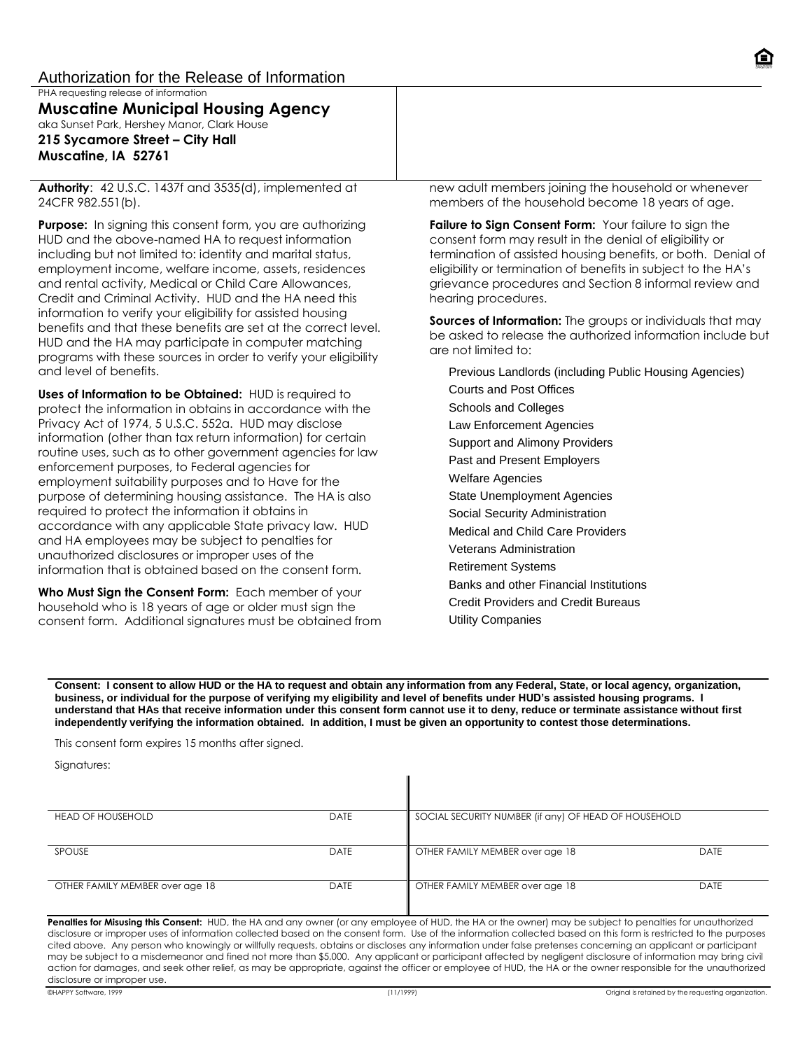# Authorization for the Release of Information

PHA requesting release of information

**Muscatine Municipal Housing Agency**
aka Sunset Park, Hershey Manor, Clark House
**215 Sycamore Street – City Hall**
**Muscatine, IA 52761**

**Authority**: 42 U.S.C. 1437f and 3535(d), implemented at 24CFR 982.551(b).

**Purpose:** In signing this consent form, you are authorizing HUD and the above-named HA to request information including but not limited to: identity and marital status, employment income, welfare income, assets, residences and rental activity, Medical or Child Care Allowances, Credit and Criminal Activity. HUD and the HA need this information to verify your eligibility for assisted housing benefits and that these benefits are set at the correct level. HUD and the HA may participate in computer matching programs with these sources in order to verify your eligibility and level of benefits.

**Uses of Information to be Obtained:** HUD is required to protect the information in obtains in accordance with the Privacy Act of 1974, 5 U.S.C. 552a. HUD may disclose information (other than tax return information) for certain routine uses, such as to other government agencies for law enforcement purposes, to Federal agencies for employment suitability purposes and to Have for the purpose of determining housing assistance. The HA is also required to protect the information it obtains in accordance with any applicable State privacy law. HUD and HA employees may be subject to penalties for unauthorized disclosures or improper uses of the information that is obtained based on the consent form.

**Who Must Sign the Consent Form:** Each member of your household who is 18 years of age or older must sign the consent form. Additional signatures must be obtained from new adult members joining the household or whenever members of the household become 18 years of age.

**Failure to Sign Consent Form:** Your failure to sign the consent form may result in the denial of eligibility or termination of assisted housing benefits, or both. Denial of eligibility or termination of benefits in subject to the HA's grievance procedures and Section 8 informal review and hearing procedures.

**Sources of Information:** The groups or individuals that may be asked to release the authorized information include but are not limited to:

- Previous Landlords (including Public Housing Agencies)
- Courts and Post Offices
- Schools and Colleges
- Law Enforcement Agencies
- Support and Alimony Providers
- Past and Present Employers
- Welfare Agencies
- State Unemployment Agencies
- Social Security Administration
- Medical and Child Care Providers
- Veterans Administration
- Retirement Systems
- Banks and other Financial Institutions
- Credit Providers and Credit Bureaus
- Utility Companies

**Consent: I consent to allow HUD or the HA to request and obtain any information from any Federal, State, or local agency, organization, business, or individual for the purpose of verifying my eligibility and level of benefits under HUD's assisted housing programs. I understand that HAs that receive information under this consent form cannot use it to deny, reduce or terminate assistance without first independently verifying the information obtained. In addition, I must be given an opportunity to contest those determinations.**

This consent form expires 15 months after signed.

Signatures:

| | | | |
|---|---|---|---|
| HEAD OF HOUSEHOLD | DATE | SOCIAL SECURITY NUMBER (if any) OF HEAD OF HOUSEHOLD | |
| SPOUSE | DATE | OTHER FAMILY MEMBER over age 18 | DATE |
| OTHER FAMILY MEMBER over age 18 | DATE | OTHER FAMILY MEMBER over age 18 | DATE |

**Penalties for Misusing this Consent:** HUD, the HA and any owner (or any employee of HUD, the HA or the owner) may be subject to penalties for unauthorized disclosure or improper uses of information collected based on the consent form. Use of the information collected based on this form is restricted to the purposes cited above. Any person who knowingly or willfully requests, obtains or discloses any information under false pretenses concerning an applicant or participant may be subject to a misdemeanor and fined not more than $5,000. Any applicant or participant affected by negligent disclosure of information may bring civil action for damages, and seek other relief, as may be appropriate, against the officer or employee of HUD, the HA or the owner responsible for the unauthorized disclosure or improper use.

©HAPPY Software, 1999 (11/1999) Original is retained by the requesting organization.